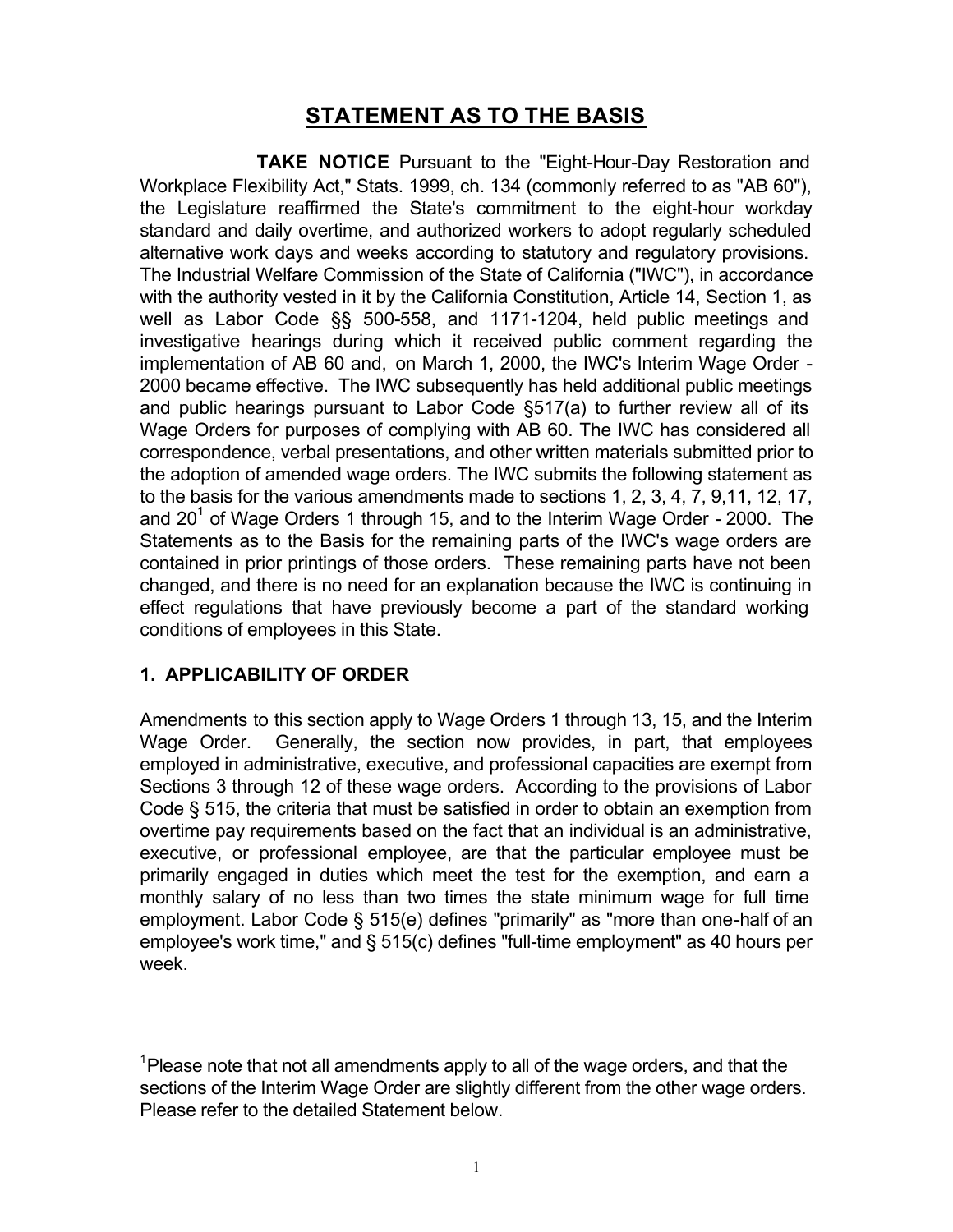# STATEMENT AS TO THE BASIS

**TAKE NOTICE** Pursuant to the "Eight-Hour-Day Restoration and Workplace Flexibility Act," Stats. 1999, ch. 134 (commonly referred to as "AB 60"), the Legislature reaffirmed the State's commitment to the eight-hour workday standard and daily overtime, and authorized workers to adopt regularly scheduled alternative work days and weeks according to statutory and regulatory provisions. The Industrial Welfare Commission of the State of California ("IWC"), in accordance with the authority vested in it by the California Constitution, Article 14, Section 1, as well as Labor Code §§ 500-558, and 1171-1204, held public meetings and investigative hearings during which it received public comment regarding the implementation of AB 60 and, on March 1, 2000, the IWC's Interim Wage Order - 2000 became effective. The IWC subsequently has held additional public meetings and public hearings pursuant to Labor Code §517(a) to further review all of its Wage Orders for purposes of complying with AB 60. The IWC has considered all correspondence, verbal presentations, and other written materials submitted prior to the adoption of amended wage orders. The IWC submits the following statement as to the basis for the various amendments made to sections 1, 2, 3, 4, 7, 9,11, 12, 17, and 20[1] of Wage Orders 1 through 15, and to the Interim Wage Order - 2000. The Statements as to the Basis for the remaining parts of the IWC's wage orders are contained in prior printings of those orders. These remaining parts have not been changed, and there is no need for an explanation because the IWC is continuing in effect regulations that have previously become a part of the standard working conditions of employees in this State.

## 1. APPLICABILITY OF ORDER

Amendments to this section apply to Wage Orders 1 through 13, 15, and the Interim Wage Order. Generally, the section now provides, in part, that employees employed in administrative, executive, and professional capacities are exempt from Sections 3 through 12 of these wage orders. According to the provisions of Labor Code § 515, the criteria that must be satisfied in order to obtain an exemption from overtime pay requirements based on the fact that an individual is an administrative, executive, or professional employee, are that the particular employee must be primarily engaged in duties which meet the test for the exemption, and earn a monthly salary of no less than two times the state minimum wage for full time employment. Labor Code § 515(e) defines "primarily" as "more than one-half of an employee's work time," and § 515(c) defines "full-time employment" as 40 hours per week.

---

[1] Please note that not all amendments apply to all of the wage orders, and that the sections of the Interim Wage Order are slightly different from the other wage orders. Please refer to the detailed Statement below.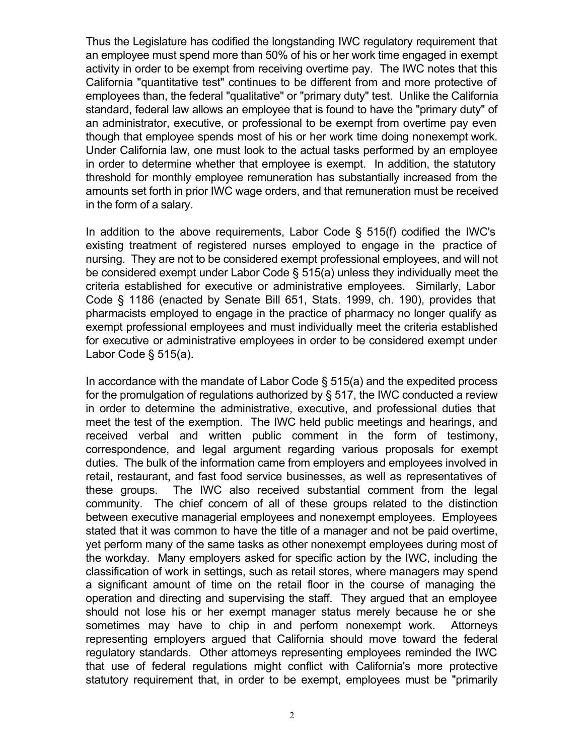Thus the Legislature has codified the longstanding IWC regulatory requirement that an employee must spend more than 50% of his or her work time engaged in exempt activity in order to be exempt from receiving overtime pay. The IWC notes that this California "quantitative test" continues to be different from and more protective of employees than, the federal "qualitative" or "primary duty" test. Unlike the California standard, federal law allows an employee that is found to have the "primary duty" of an administrator, executive, or professional to be exempt from overtime pay even though that employee spends most of his or her work time doing nonexempt work. Under California law, one must look to the actual tasks performed by an employee in order to determine whether that employee is exempt. In addition, the statutory threshold for monthly employee remuneration has substantially increased from the amounts set forth in prior IWC wage orders, and that remuneration must be received in the form of a salary.

In addition to the above requirements, Labor Code § 515(f) codified the IWC's existing treatment of registered nurses employed to engage in the practice of nursing. They are not to be considered exempt professional employees, and will not be considered exempt under Labor Code § 515(a) unless they individually meet the criteria established for executive or administrative employees. Similarly, Labor Code § 1186 (enacted by Senate Bill 651, Stats. 1999, ch. 190), provides that pharmacists employed to engage in the practice of pharmacy no longer qualify as exempt professional employees and must individually meet the criteria established for executive or administrative employees in order to be considered exempt under Labor Code § 515(a).

In accordance with the mandate of Labor Code § 515(a) and the expedited process for the promulgation of regulations authorized by § 517, the IWC conducted a review in order to determine the administrative, executive, and professional duties that meet the test of the exemption. The IWC held public meetings and hearings, and received verbal and written public comment in the form of testimony, correspondence, and legal argument regarding various proposals for exempt duties. The bulk of the information came from employers and employees involved in retail, restaurant, and fast food service businesses, as well as representatives of these groups. The IWC also received substantial comment from the legal community. The chief concern of all of these groups related to the distinction between executive managerial employees and nonexempt employees. Employees stated that it was common to have the title of a manager and not be paid overtime, yet perform many of the same tasks as other nonexempt employees during most of the workday. Many employers asked for specific action by the IWC, including the classification of work in settings, such as retail stores, where managers may spend a significant amount of time on the retail floor in the course of managing the operation and directing and supervising the staff. They argued that an employee should not lose his or her exempt manager status merely because he or she sometimes may have to chip in and perform nonexempt work. Attorneys representing employers argued that California should move toward the federal regulatory standards. Other attorneys representing employees reminded the IWC that use of federal regulations might conflict with California's more protective statutory requirement that, in order to be exempt, employees must be "primarily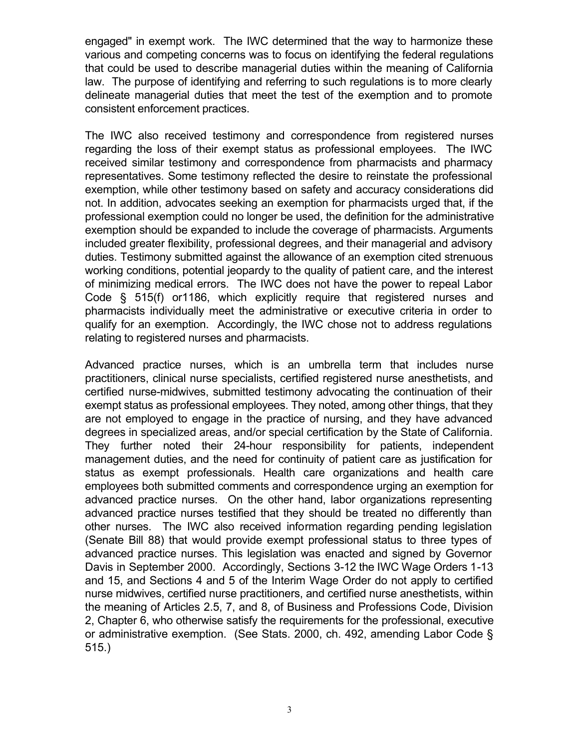engaged" in exempt work. The IWC determined that the way to harmonize these various and competing concerns was to focus on identifying the federal regulations that could be used to describe managerial duties within the meaning of California law. The purpose of identifying and referring to such regulations is to more clearly delineate managerial duties that meet the test of the exemption and to promote consistent enforcement practices.

The IWC also received testimony and correspondence from registered nurses regarding the loss of their exempt status as professional employees. The IWC received similar testimony and correspondence from pharmacists and pharmacy representatives. Some testimony reflected the desire to reinstate the professional exemption, while other testimony based on safety and accuracy considerations did not. In addition, advocates seeking an exemption for pharmacists urged that, if the professional exemption could no longer be used, the definition for the administrative exemption should be expanded to include the coverage of pharmacists. Arguments included greater flexibility, professional degrees, and their managerial and advisory duties. Testimony submitted against the allowance of an exemption cited strenuous working conditions, potential jeopardy to the quality of patient care, and the interest of minimizing medical errors. The IWC does not have the power to repeal Labor Code § 515(f) or1186, which explicitly require that registered nurses and pharmacists individually meet the administrative or executive criteria in order to qualify for an exemption. Accordingly, the IWC chose not to address regulations relating to registered nurses and pharmacists.

Advanced practice nurses, which is an umbrella term that includes nurse practitioners, clinical nurse specialists, certified registered nurse anesthetists, and certified nurse-midwives, submitted testimony advocating the continuation of their exempt status as professional employees. They noted, among other things, that they are not employed to engage in the practice of nursing, and they have advanced degrees in specialized areas, and/or special certification by the State of California. They further noted their 24-hour responsibility for patients, independent management duties, and the need for continuity of patient care as justification for status as exempt professionals. Health care organizations and health care employees both submitted comments and correspondence urging an exemption for advanced practice nurses. On the other hand, labor organizations representing advanced practice nurses testified that they should be treated no differently than other nurses. The IWC also received information regarding pending legislation (Senate Bill 88) that would provide exempt professional status to three types of advanced practice nurses. This legislation was enacted and signed by Governor Davis in September 2000. Accordingly, Sections 3-12 the IWC Wage Orders 1-13 and 15, and Sections 4 and 5 of the Interim Wage Order do not apply to certified nurse midwives, certified nurse practitioners, and certified nurse anesthetists, within the meaning of Articles 2.5, 7, and 8, of Business and Professions Code, Division 2, Chapter 6, who otherwise satisfy the requirements for the professional, executive or administrative exemption. (See Stats. 2000, ch. 492, amending Labor Code § 515.)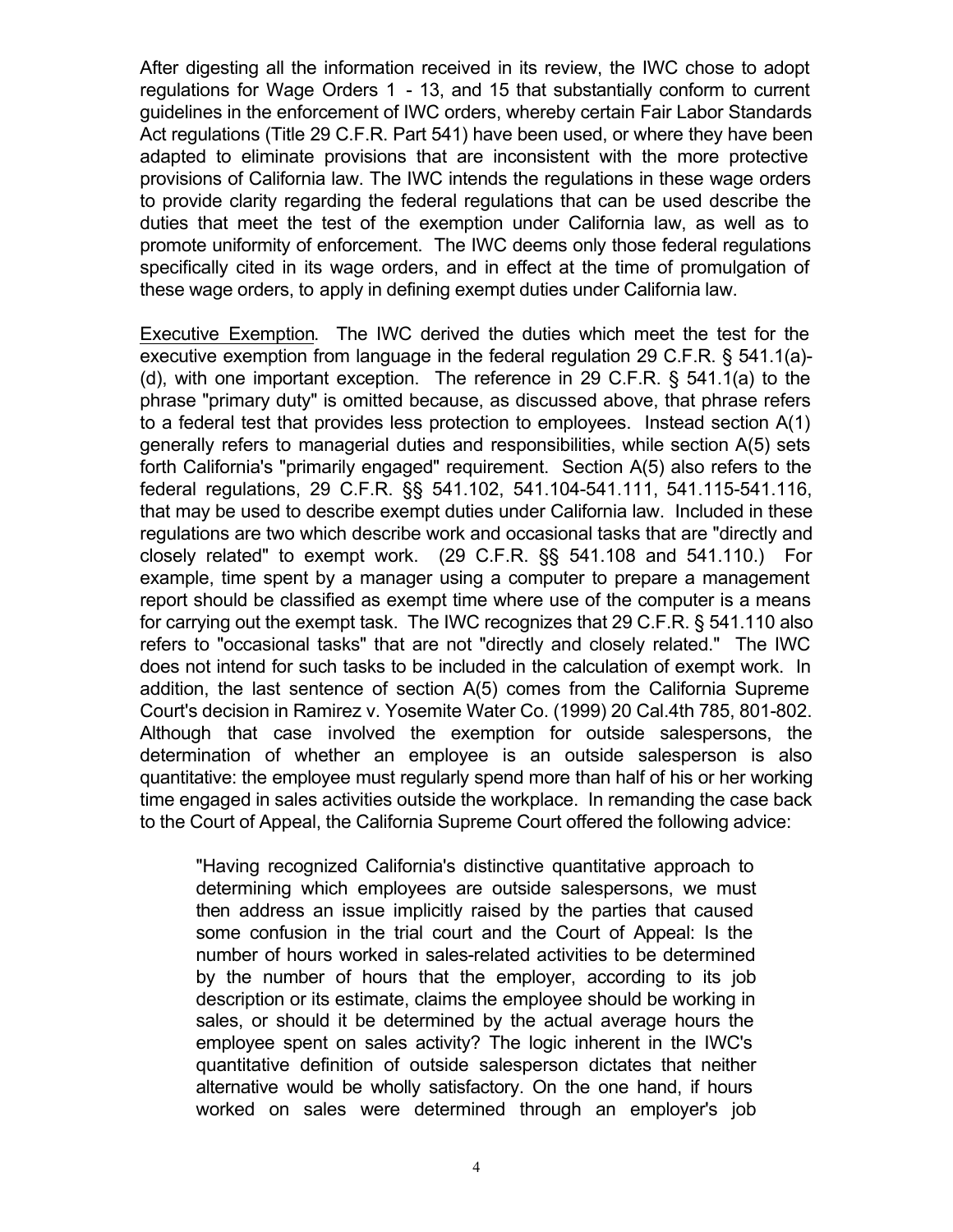After digesting all the information received in its review, the IWC chose to adopt regulations for Wage Orders 1 - 13, and 15 that substantially conform to current guidelines in the enforcement of IWC orders, whereby certain Fair Labor Standards Act regulations (Title 29 C.F.R. Part 541) have been used, or where they have been adapted to eliminate provisions that are inconsistent with the more protective provisions of California law. The IWC intends the regulations in these wage orders to provide clarity regarding the federal regulations that can be used describe the duties that meet the test of the exemption under California law, as well as to promote uniformity of enforcement. The IWC deems only those federal regulations specifically cited in its wage orders, and in effect at the time of promulgation of these wage orders, to apply in defining exempt duties under California law.

<u>Executive Exemption</u>. The IWC derived the duties which meet the test for the executive exemption from language in the federal regulation 29 C.F.R. § 541.1(a)-(d), with one important exception. The reference in 29 C.F.R. § 541.1(a) to the phrase "primary duty" is omitted because, as discussed above, that phrase refers to a federal test that provides less protection to employees. Instead section A(1) generally refers to managerial duties and responsibilities, while section A(5) sets forth California's "primarily engaged" requirement. Section A(5) also refers to the federal regulations, 29 C.F.R. §§ 541.102, 541.104-541.111, 541.115-541.116, that may be used to describe exempt duties under California law. Included in these regulations are two which describe work and occasional tasks that are "directly and closely related" to exempt work. (29 C.F.R. §§ 541.108 and 541.110.) For example, time spent by a manager using a computer to prepare a management report should be classified as exempt time where use of the computer is a means for carrying out the exempt task. The IWC recognizes that 29 C.F.R. § 541.110 also refers to "occasional tasks" that are not "directly and closely related." The IWC does not intend for such tasks to be included in the calculation of exempt work. In addition, the last sentence of section A(5) comes from the California Supreme Court's decision in Ramirez v. Yosemite Water Co. (1999) 20 Cal.4th 785, 801-802. Although that case involved the exemption for outside salespersons, the determination of whether an employee is an outside salesperson is also quantitative: the employee must regularly spend more than half of his or her working time engaged in sales activities outside the workplace. In remanding the case back to the Court of Appeal, the California Supreme Court offered the following advice:

> "Having recognized California's distinctive quantitative approach to determining which employees are outside salespersons, we must then address an issue implicitly raised by the parties that caused some confusion in the trial court and the Court of Appeal: Is the number of hours worked in sales-related activities to be determined by the number of hours that the employer, according to its job description or its estimate, claims the employee should be working in sales, or should it be determined by the actual average hours the employee spent on sales activity? The logic inherent in the IWC's quantitative definition of outside salesperson dictates that neither alternative would be wholly satisfactory. On the one hand, if hours worked on sales were determined through an employer's job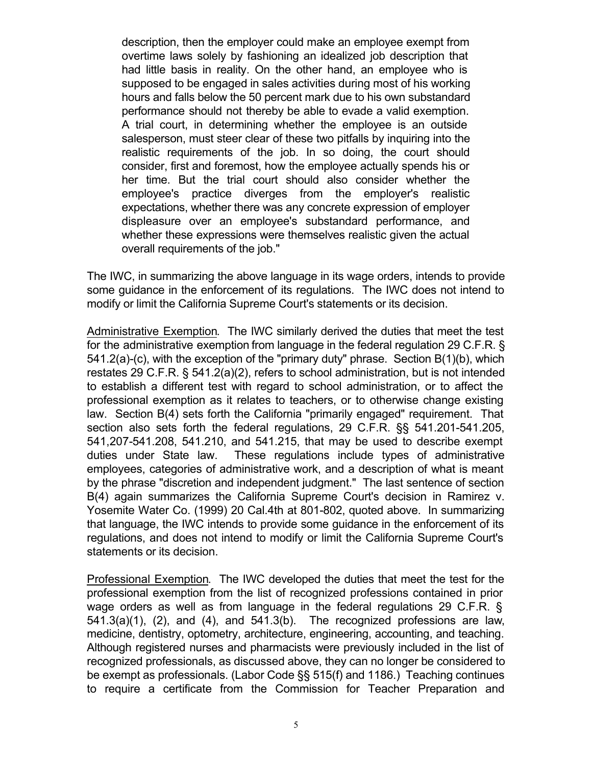> description, then the employer could make an employee exempt from overtime laws solely by fashioning an idealized job description that had little basis in reality. On the other hand, an employee who is supposed to be engaged in sales activities during most of his working hours and falls below the 50 percent mark due to his own substandard performance should not thereby be able to evade a valid exemption. A trial court, in determining whether the employee is an outside salesperson, must steer clear of these two pitfalls by inquiring into the realistic requirements of the job. In so doing, the court should consider, first and foremost, how the employee actually spends his or her time. But the trial court should also consider whether the employee's practice diverges from the employer's realistic expectations, whether there was any concrete expression of employer displeasure over an employee's substandard performance, and whether these expressions were themselves realistic given the actual overall requirements of the job."

The IWC, in summarizing the above language in its wage orders, intends to provide some guidance in the enforcement of its regulations. The IWC does not intend to modify or limit the California Supreme Court's statements or its decision.

<u>Administrative Exemption</u>. The IWC similarly derived the duties that meet the test for the administrative exemption from language in the federal regulation 29 C.F.R. § 541.2(a)-(c), with the exception of the "primary duty" phrase. Section B(1)(b), which restates 29 C.F.R. § 541.2(a)(2), refers to school administration, but is not intended to establish a different test with regard to school administration, or to affect the professional exemption as it relates to teachers, or to otherwise change existing law. Section B(4) sets forth the California "primarily engaged" requirement. That section also sets forth the federal regulations, 29 C.F.R. §§ 541.201-541.205, 541,207-541.208, 541.210, and 541.215, that may be used to describe exempt duties under State law. These regulations include types of administrative employees, categories of administrative work, and a description of what is meant by the phrase "discretion and independent judgment." The last sentence of section B(4) again summarizes the California Supreme Court's decision in Ramirez v. Yosemite Water Co. (1999) 20 Cal.4th at 801-802, quoted above. In summarizing that language, the IWC intends to provide some guidance in the enforcement of its regulations, and does not intend to modify or limit the California Supreme Court's statements or its decision.

<u>Professional Exemption</u>. The IWC developed the duties that meet the test for the professional exemption from the list of recognized professions contained in prior wage orders as well as from language in the federal regulations 29 C.F.R. § 541.3(a)(1), (2), and (4), and 541.3(b). The recognized professions are law, medicine, dentistry, optometry, architecture, engineering, accounting, and teaching. Although registered nurses and pharmacists were previously included in the list of recognized professionals, as discussed above, they can no longer be considered to be exempt as professionals. (Labor Code §§ 515(f) and 1186.) Teaching continues to require a certificate from the Commission for Teacher Preparation and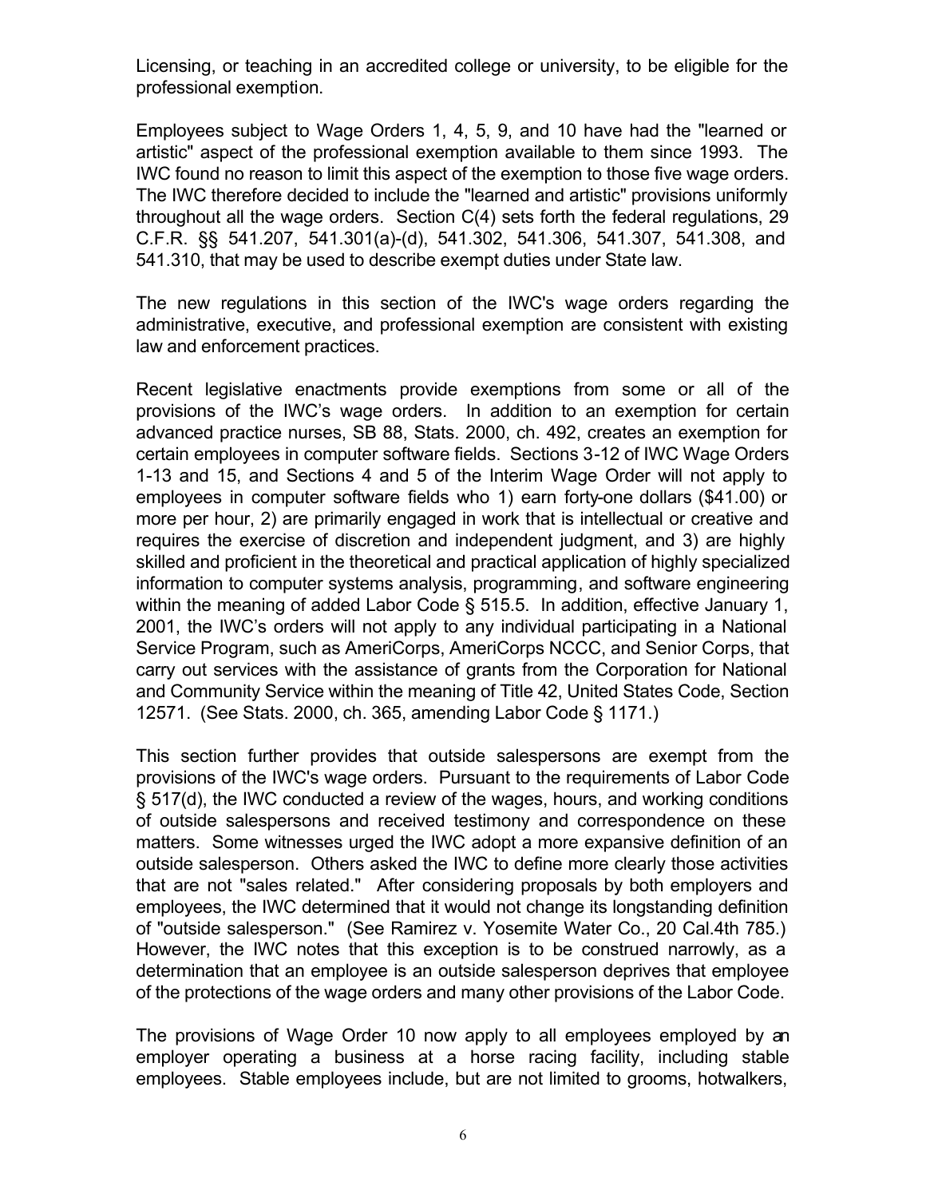Licensing, or teaching in an accredited college or university, to be eligible for the professional exemption.

Employees subject to Wage Orders 1, 4, 5, 9, and 10 have had the "learned or artistic" aspect of the professional exemption available to them since 1993. The IWC found no reason to limit this aspect of the exemption to those five wage orders. The IWC therefore decided to include the "learned and artistic" provisions uniformly throughout all the wage orders. Section C(4) sets forth the federal regulations, 29 C.F.R. §§ 541.207, 541.301(a)-(d), 541.302, 541.306, 541.307, 541.308, and 541.310, that may be used to describe exempt duties under State law.

The new regulations in this section of the IWC's wage orders regarding the administrative, executive, and professional exemption are consistent with existing law and enforcement practices.

Recent legislative enactments provide exemptions from some or all of the provisions of the IWC's wage orders. In addition to an exemption for certain advanced practice nurses, SB 88, Stats. 2000, ch. 492, creates an exemption for certain employees in computer software fields. Sections 3-12 of IWC Wage Orders 1-13 and 15, and Sections 4 and 5 of the Interim Wage Order will not apply to employees in computer software fields who 1) earn forty-one dollars ($41.00) or more per hour, 2) are primarily engaged in work that is intellectual or creative and requires the exercise of discretion and independent judgment, and 3) are highly skilled and proficient in the theoretical and practical application of highly specialized information to computer systems analysis, programming, and software engineering within the meaning of added Labor Code § 515.5. In addition, effective January 1, 2001, the IWC's orders will not apply to any individual participating in a National Service Program, such as AmeriCorps, AmeriCorps NCCC, and Senior Corps, that carry out services with the assistance of grants from the Corporation for National and Community Service within the meaning of Title 42, United States Code, Section 12571. (See Stats. 2000, ch. 365, amending Labor Code § 1171.)

This section further provides that outside salespersons are exempt from the provisions of the IWC's wage orders. Pursuant to the requirements of Labor Code § 517(d), the IWC conducted a review of the wages, hours, and working conditions of outside salespersons and received testimony and correspondence on these matters. Some witnesses urged the IWC adopt a more expansive definition of an outside salesperson. Others asked the IWC to define more clearly those activities that are not "sales related." After considering proposals by both employers and employees, the IWC determined that it would not change its longstanding definition of "outside salesperson." (See Ramirez v. Yosemite Water Co., 20 Cal.4th 785.) However, the IWC notes that this exception is to be construed narrowly, as a determination that an employee is an outside salesperson deprives that employee of the protections of the wage orders and many other provisions of the Labor Code.

The provisions of Wage Order 10 now apply to all employees employed by an employer operating a business at a horse racing facility, including stable employees. Stable employees include, but are not limited to grooms, hotwalkers,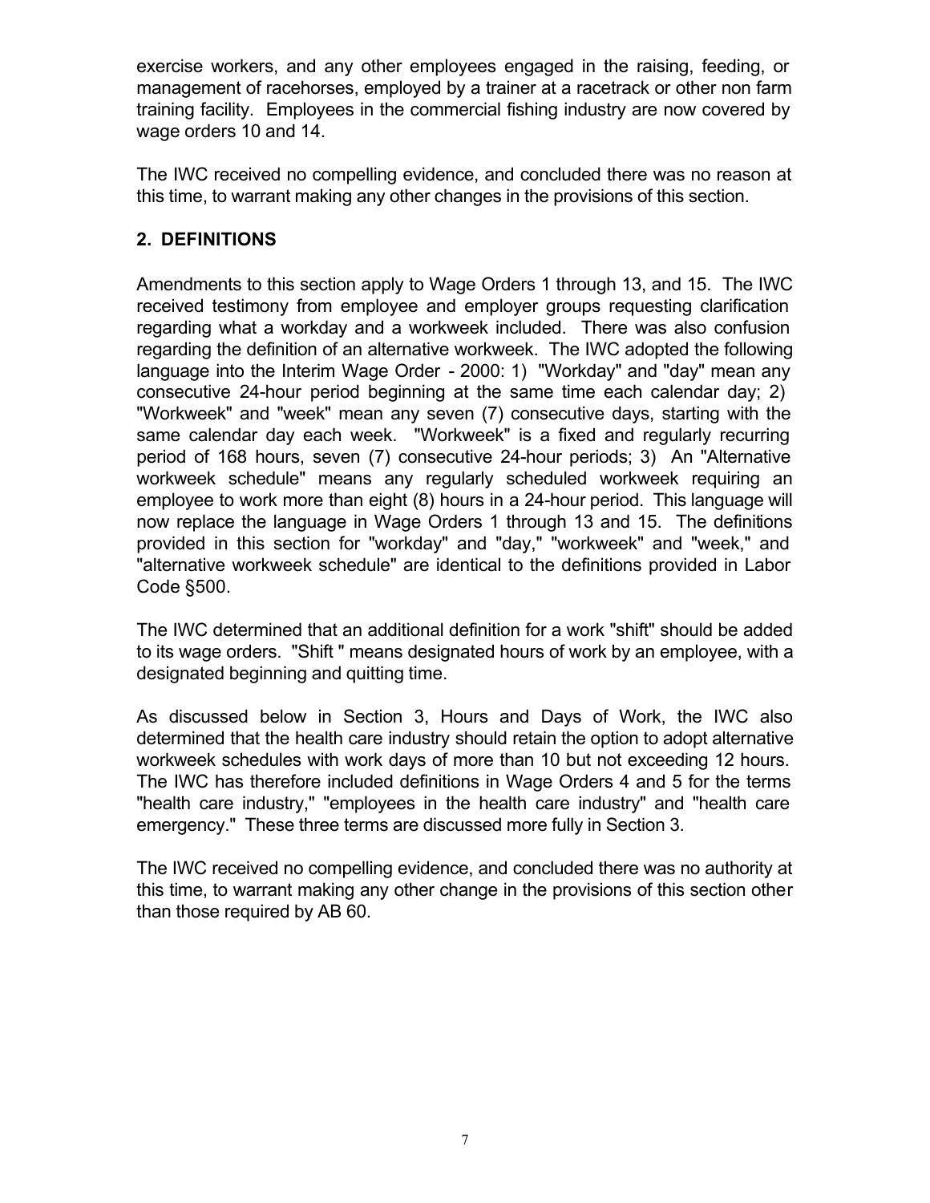exercise workers, and any other employees engaged in the raising, feeding, or management of racehorses, employed by a trainer at a racetrack or other non farm training facility. Employees in the commercial fishing industry are now covered by wage orders 10 and 14.

The IWC received no compelling evidence, and concluded there was no reason at this time, to warrant making any other changes in the provisions of this section.

## 2. DEFINITIONS

Amendments to this section apply to Wage Orders 1 through 13, and 15. The IWC received testimony from employee and employer groups requesting clarification regarding what a workday and a workweek included. There was also confusion regarding the definition of an alternative workweek. The IWC adopted the following language into the Interim Wage Order - 2000: 1) "Workday" and "day" mean any consecutive 24-hour period beginning at the same time each calendar day; 2) "Workweek" and "week" mean any seven (7) consecutive days, starting with the same calendar day each week. "Workweek" is a fixed and regularly recurring period of 168 hours, seven (7) consecutive 24-hour periods; 3) An "Alternative workweek schedule" means any regularly scheduled workweek requiring an employee to work more than eight (8) hours in a 24-hour period. This language will now replace the language in Wage Orders 1 through 13 and 15. The definitions provided in this section for "workday" and "day," "workweek" and "week," and "alternative workweek schedule" are identical to the definitions provided in Labor Code §500.

The IWC determined that an additional definition for a work "shift" should be added to its wage orders. "Shift " means designated hours of work by an employee, with a designated beginning and quitting time.

As discussed below in Section 3, Hours and Days of Work, the IWC also determined that the health care industry should retain the option to adopt alternative workweek schedules with work days of more than 10 but not exceeding 12 hours. The IWC has therefore included definitions in Wage Orders 4 and 5 for the terms "health care industry," "employees in the health care industry" and "health care emergency." These three terms are discussed more fully in Section 3.

The IWC received no compelling evidence, and concluded there was no authority at this time, to warrant making any other change in the provisions of this section other than those required by AB 60.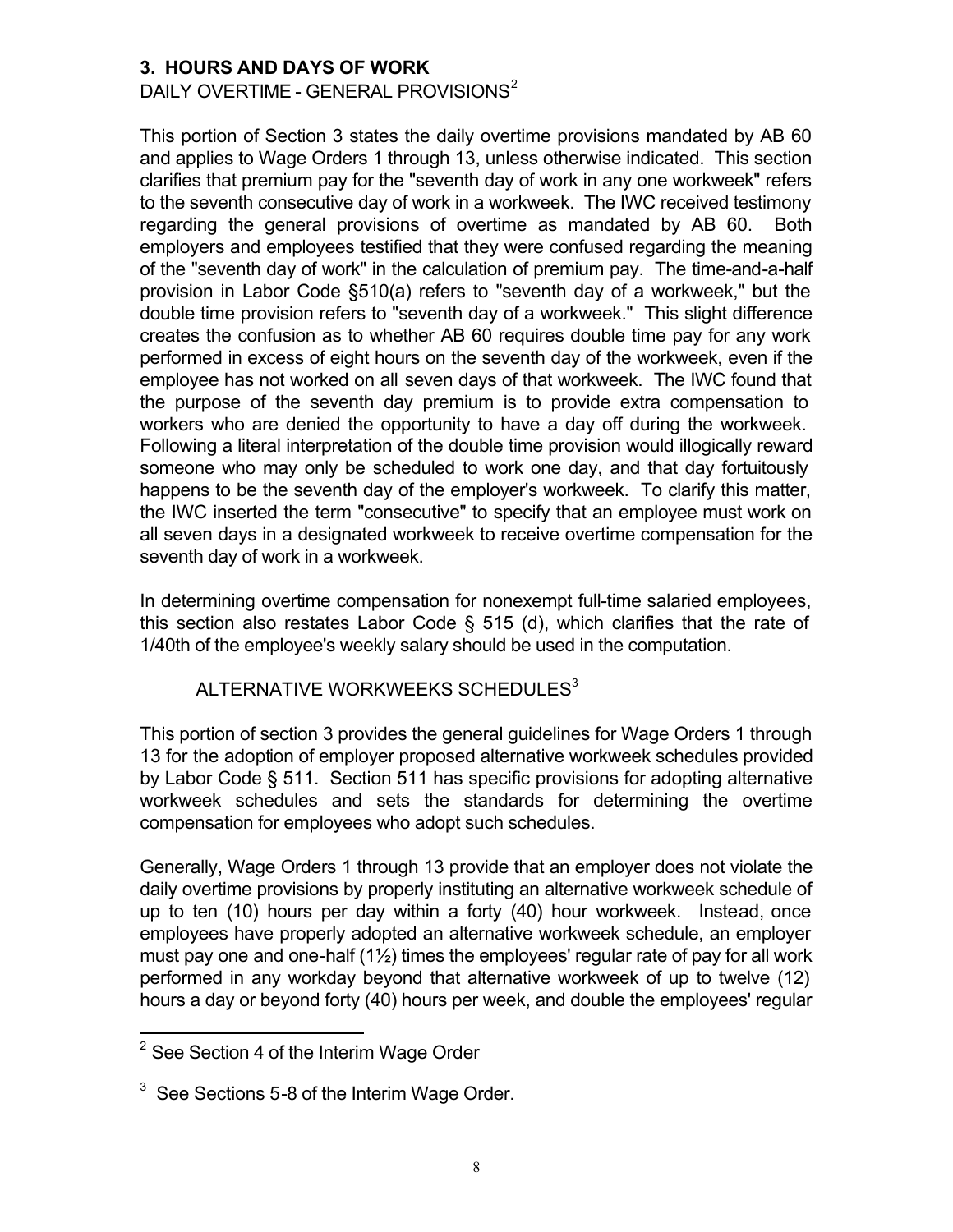### 3. HOURS AND DAYS OF WORK

DAILY OVERTIME - GENERAL PROVISIONS[2]

This portion of Section 3 states the daily overtime provisions mandated by AB 60 and applies to Wage Orders 1 through 13, unless otherwise indicated. This section clarifies that premium pay for the "seventh day of work in any one workweek" refers to the seventh consecutive day of work in a workweek. The IWC received testimony regarding the general provisions of overtime as mandated by AB 60. Both employers and employees testified that they were confused regarding the meaning of the "seventh day of work" in the calculation of premium pay. The time-and-a-half provision in Labor Code §510(a) refers to "seventh day of a workweek," but the double time provision refers to "seventh day of a workweek." This slight difference creates the confusion as to whether AB 60 requires double time pay for any work performed in excess of eight hours on the seventh day of the workweek, even if the employee has not worked on all seven days of that workweek. The IWC found that the purpose of the seventh day premium is to provide extra compensation to workers who are denied the opportunity to have a day off during the workweek. Following a literal interpretation of the double time provision would illogically reward someone who may only be scheduled to work one day, and that day fortuitously happens to be the seventh day of the employer's workweek. To clarify this matter, the IWC inserted the term "consecutive" to specify that an employee must work on all seven days in a designated workweek to receive overtime compensation for the seventh day of work in a workweek.

In determining overtime compensation for nonexempt full-time salaried employees, this section also restates Labor Code § 515 (d), which clarifies that the rate of 1/40th of the employee's weekly salary should be used in the computation.

ALTERNATIVE WORKWEEKS SCHEDULES[3]

This portion of section 3 provides the general guidelines for Wage Orders 1 through 13 for the adoption of employer proposed alternative workweek schedules provided by Labor Code § 511. Section 511 has specific provisions for adopting alternative workweek schedules and sets the standards for determining the overtime compensation for employees who adopt such schedules.

Generally, Wage Orders 1 through 13 provide that an employer does not violate the daily overtime provisions by properly instituting an alternative workweek schedule of up to ten (10) hours per day within a forty (40) hour workweek. Instead, once employees have properly adopted an alternative workweek schedule, an employer must pay one and one-half (1½) times the employees' regular rate of pay for all work performed in any workday beyond that alternative workweek of up to twelve (12) hours a day or beyond forty (40) hours per week, and double the employees' regular

---

[2] See Section 4 of the Interim Wage Order

[3] See Sections 5-8 of the Interim Wage Order.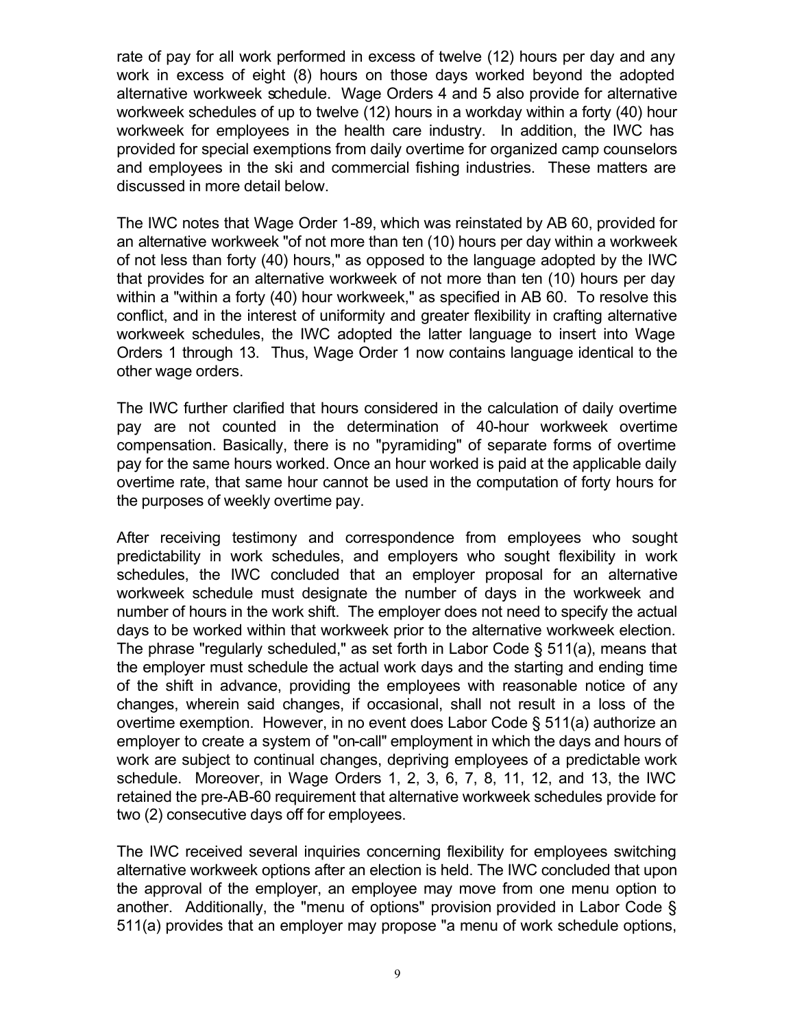rate of pay for all work performed in excess of twelve (12) hours per day and any work in excess of eight (8) hours on those days worked beyond the adopted alternative workweek schedule. Wage Orders 4 and 5 also provide for alternative workweek schedules of up to twelve (12) hours in a workday within a forty (40) hour workweek for employees in the health care industry. In addition, the IWC has provided for special exemptions from daily overtime for organized camp counselors and employees in the ski and commercial fishing industries. These matters are discussed in more detail below.

The IWC notes that Wage Order 1-89, which was reinstated by AB 60, provided for an alternative workweek "of not more than ten (10) hours per day within a workweek of not less than forty (40) hours," as opposed to the language adopted by the IWC that provides for an alternative workweek of not more than ten (10) hours per day within a "within a forty (40) hour workweek," as specified in AB 60. To resolve this conflict, and in the interest of uniformity and greater flexibility in crafting alternative workweek schedules, the IWC adopted the latter language to insert into Wage Orders 1 through 13. Thus, Wage Order 1 now contains language identical to the other wage orders.

The IWC further clarified that hours considered in the calculation of daily overtime pay are not counted in the determination of 40-hour workweek overtime compensation. Basically, there is no "pyramiding" of separate forms of overtime pay for the same hours worked. Once an hour worked is paid at the applicable daily overtime rate, that same hour cannot be used in the computation of forty hours for the purposes of weekly overtime pay.

After receiving testimony and correspondence from employees who sought predictability in work schedules, and employers who sought flexibility in work schedules, the IWC concluded that an employer proposal for an alternative workweek schedule must designate the number of days in the workweek and number of hours in the work shift. The employer does not need to specify the actual days to be worked within that workweek prior to the alternative workweek election. The phrase "regularly scheduled," as set forth in Labor Code § 511(a), means that the employer must schedule the actual work days and the starting and ending time of the shift in advance, providing the employees with reasonable notice of any changes, wherein said changes, if occasional, shall not result in a loss of the overtime exemption. However, in no event does Labor Code § 511(a) authorize an employer to create a system of "on-call" employment in which the days and hours of work are subject to continual changes, depriving employees of a predictable work schedule. Moreover, in Wage Orders 1, 2, 3, 6, 7, 8, 11, 12, and 13, the IWC retained the pre-AB-60 requirement that alternative workweek schedules provide for two (2) consecutive days off for employees.

The IWC received several inquiries concerning flexibility for employees switching alternative workweek options after an election is held. The IWC concluded that upon the approval of the employer, an employee may move from one menu option to another. Additionally, the "menu of options" provision provided in Labor Code § 511(a) provides that an employer may propose "a menu of work schedule options,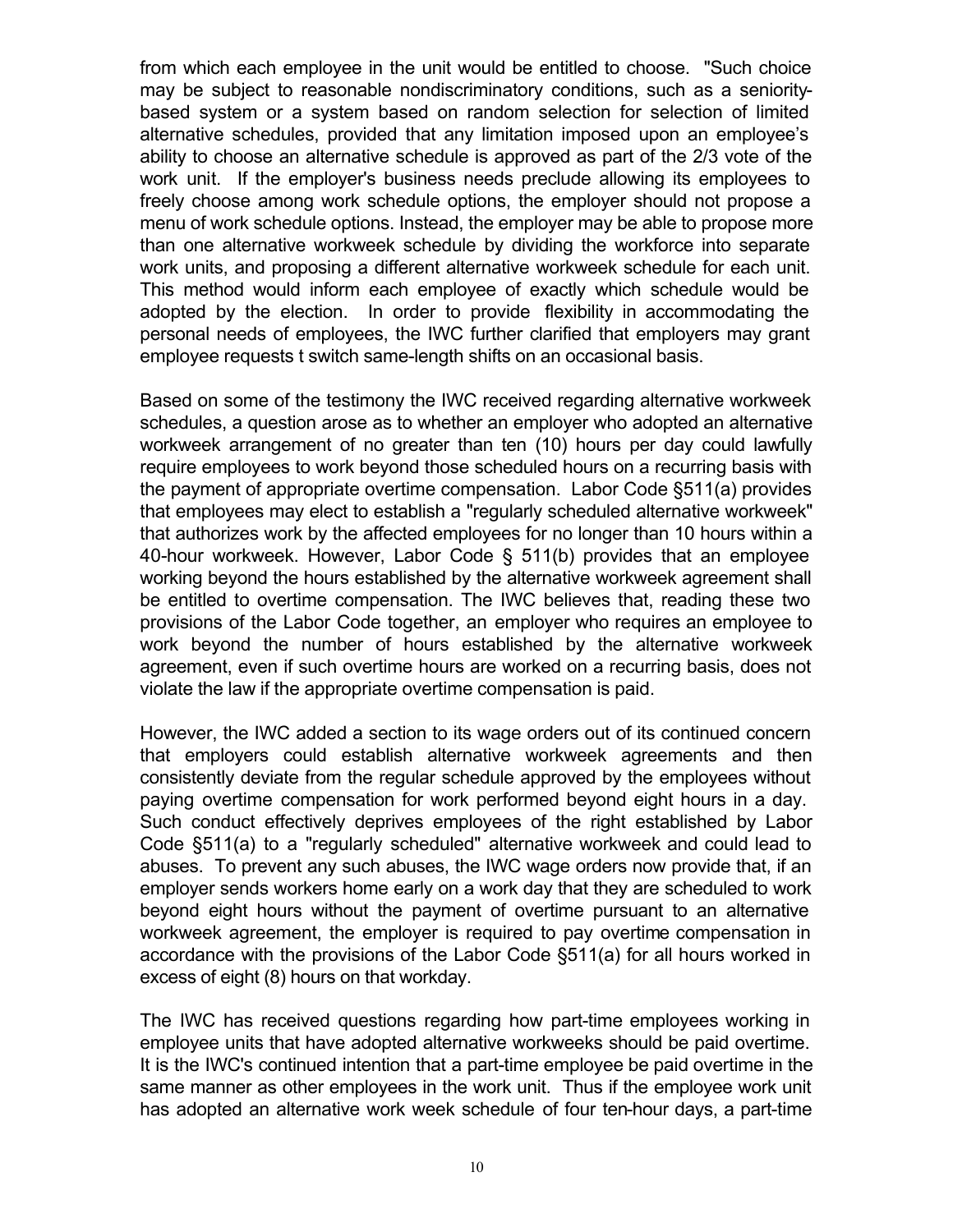from which each employee in the unit would be entitled to choose. "Such choice may be subject to reasonable nondiscriminatory conditions, such as a seniority-based system or a system based on random selection for selection of limited alternative schedules, provided that any limitation imposed upon an employee's ability to choose an alternative schedule is approved as part of the 2/3 vote of the work unit. If the employer's business needs preclude allowing its employees to freely choose among work schedule options, the employer should not propose a menu of work schedule options. Instead, the employer may be able to propose more than one alternative workweek schedule by dividing the workforce into separate work units, and proposing a different alternative workweek schedule for each unit. This method would inform each employee of exactly which schedule would be adopted by the election. In order to provide flexibility in accommodating the personal needs of employees, the IWC further clarified that employers may grant employee requests t switch same-length shifts on an occasional basis.

Based on some of the testimony the IWC received regarding alternative workweek schedules, a question arose as to whether an employer who adopted an alternative workweek arrangement of no greater than ten (10) hours per day could lawfully require employees to work beyond those scheduled hours on a recurring basis with the payment of appropriate overtime compensation. Labor Code §511(a) provides that employees may elect to establish a "regularly scheduled alternative workweek" that authorizes work by the affected employees for no longer than 10 hours within a 40-hour workweek. However, Labor Code § 511(b) provides that an employee working beyond the hours established by the alternative workweek agreement shall be entitled to overtime compensation. The IWC believes that, reading these two provisions of the Labor Code together, an employer who requires an employee to work beyond the number of hours established by the alternative workweek agreement, even if such overtime hours are worked on a recurring basis, does not violate the law if the appropriate overtime compensation is paid.

However, the IWC added a section to its wage orders out of its continued concern that employers could establish alternative workweek agreements and then consistently deviate from the regular schedule approved by the employees without paying overtime compensation for work performed beyond eight hours in a day. Such conduct effectively deprives employees of the right established by Labor Code §511(a) to a "regularly scheduled" alternative workweek and could lead to abuses. To prevent any such abuses, the IWC wage orders now provide that, if an employer sends workers home early on a work day that they are scheduled to work beyond eight hours without the payment of overtime pursuant to an alternative workweek agreement, the employer is required to pay overtime compensation in accordance with the provisions of the Labor Code §511(a) for all hours worked in excess of eight (8) hours on that workday.

The IWC has received questions regarding how part-time employees working in employee units that have adopted alternative workweeks should be paid overtime. It is the IWC's continued intention that a part-time employee be paid overtime in the same manner as other employees in the work unit. Thus if the employee work unit has adopted an alternative work week schedule of four ten-hour days, a part-time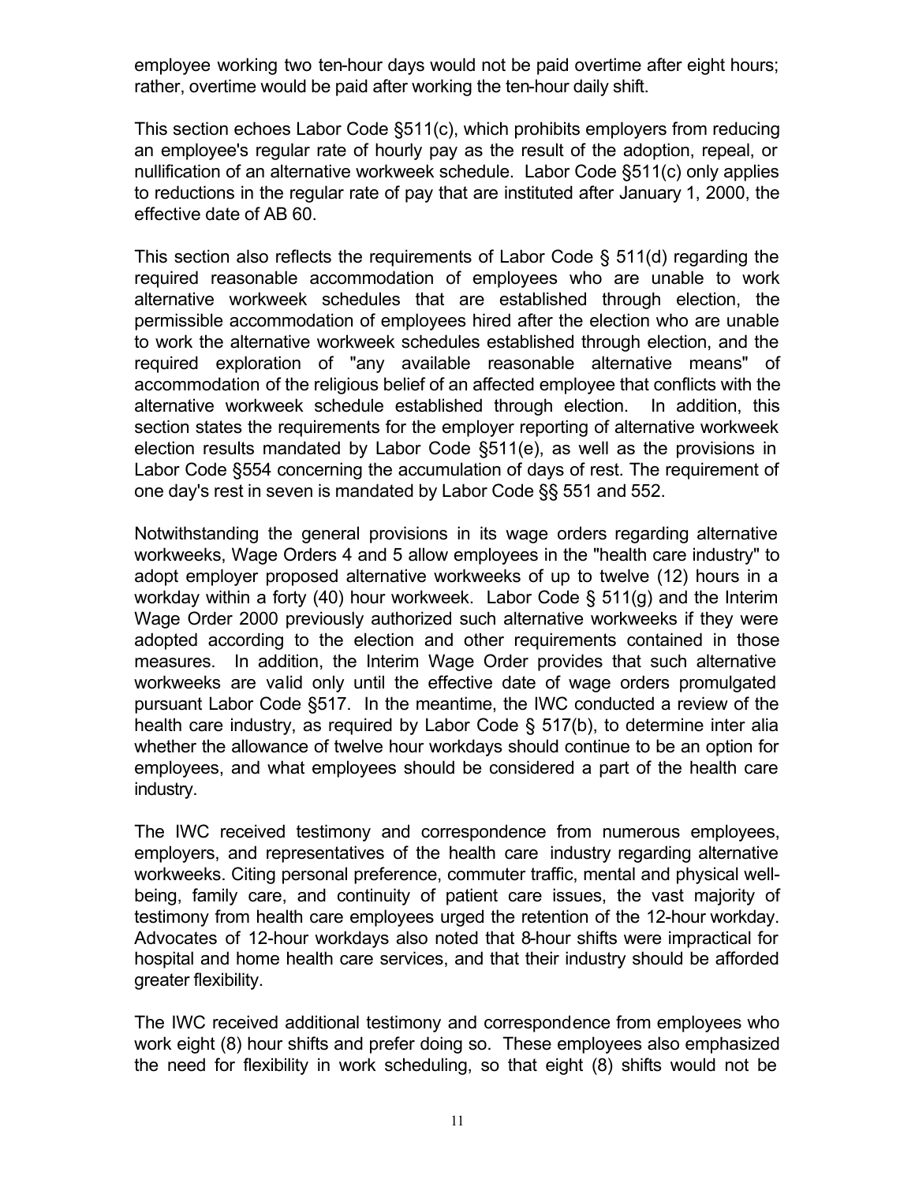employee working two ten-hour days would not be paid overtime after eight hours; rather, overtime would be paid after working the ten-hour daily shift.

This section echoes Labor Code §511(c), which prohibits employers from reducing an employee's regular rate of hourly pay as the result of the adoption, repeal, or nullification of an alternative workweek schedule. Labor Code §511(c) only applies to reductions in the regular rate of pay that are instituted after January 1, 2000, the effective date of AB 60.

This section also reflects the requirements of Labor Code § 511(d) regarding the required reasonable accommodation of employees who are unable to work alternative workweek schedules that are established through election, the permissible accommodation of employees hired after the election who are unable to work the alternative workweek schedules established through election, and the required exploration of "any available reasonable alternative means" of accommodation of the religious belief of an affected employee that conflicts with the alternative workweek schedule established through election. In addition, this section states the requirements for the employer reporting of alternative workweek election results mandated by Labor Code §511(e), as well as the provisions in Labor Code §554 concerning the accumulation of days of rest. The requirement of one day's rest in seven is mandated by Labor Code §§ 551 and 552.

Notwithstanding the general provisions in its wage orders regarding alternative workweeks, Wage Orders 4 and 5 allow employees in the "health care industry" to adopt employer proposed alternative workweeks of up to twelve (12) hours in a workday within a forty (40) hour workweek. Labor Code § 511(g) and the Interim Wage Order 2000 previously authorized such alternative workweeks if they were adopted according to the election and other requirements contained in those measures. In addition, the Interim Wage Order provides that such alternative workweeks are valid only until the effective date of wage orders promulgated pursuant Labor Code §517. In the meantime, the IWC conducted a review of the health care industry, as required by Labor Code § 517(b), to determine inter alia whether the allowance of twelve hour workdays should continue to be an option for employees, and what employees should be considered a part of the health care industry.

The IWC received testimony and correspondence from numerous employees, employers, and representatives of the health care industry regarding alternative workweeks. Citing personal preference, commuter traffic, mental and physical well-being, family care, and continuity of patient care issues, the vast majority of testimony from health care employees urged the retention of the 12-hour workday. Advocates of 12-hour workdays also noted that 8-hour shifts were impractical for hospital and home health care services, and that their industry should be afforded greater flexibility.

The IWC received additional testimony and correspondence from employees who work eight (8) hour shifts and prefer doing so. These employees also emphasized the need for flexibility in work scheduling, so that eight (8) shifts would not be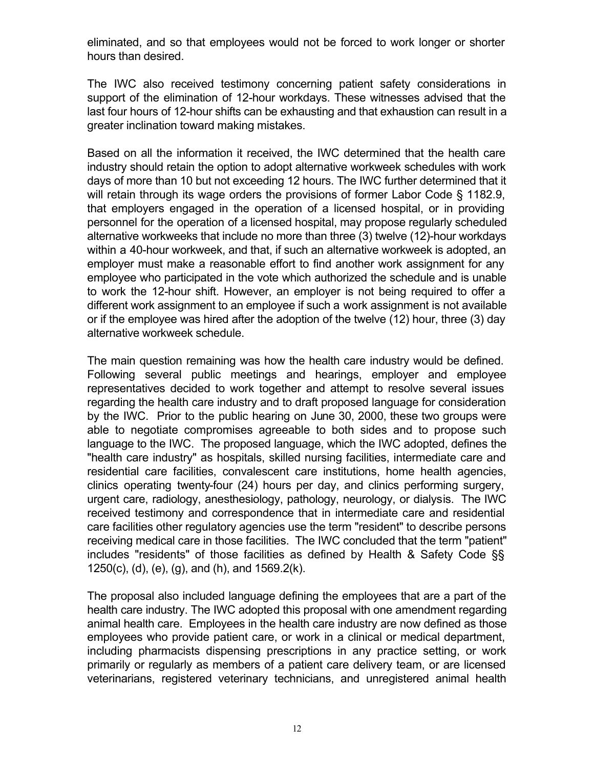eliminated, and so that employees would not be forced to work longer or shorter hours than desired.

The IWC also received testimony concerning patient safety considerations in support of the elimination of 12-hour workdays. These witnesses advised that the last four hours of 12-hour shifts can be exhausting and that exhaustion can result in a greater inclination toward making mistakes.

Based on all the information it received, the IWC determined that the health care industry should retain the option to adopt alternative workweek schedules with work days of more than 10 but not exceeding 12 hours. The IWC further determined that it will retain through its wage orders the provisions of former Labor Code § 1182.9, that employers engaged in the operation of a licensed hospital, or in providing personnel for the operation of a licensed hospital, may propose regularly scheduled alternative workweeks that include no more than three (3) twelve (12)-hour workdays within a 40-hour workweek, and that, if such an alternative workweek is adopted, an employer must make a reasonable effort to find another work assignment for any employee who participated in the vote which authorized the schedule and is unable to work the 12-hour shift. However, an employer is not being required to offer a different work assignment to an employee if such a work assignment is not available or if the employee was hired after the adoption of the twelve (12) hour, three (3) day alternative workweek schedule.

The main question remaining was how the health care industry would be defined. Following several public meetings and hearings, employer and employee representatives decided to work together and attempt to resolve several issues regarding the health care industry and to draft proposed language for consideration by the IWC. Prior to the public hearing on June 30, 2000, these two groups were able to negotiate compromises agreeable to both sides and to propose such language to the IWC. The proposed language, which the IWC adopted, defines the "health care industry" as hospitals, skilled nursing facilities, intermediate care and residential care facilities, convalescent care institutions, home health agencies, clinics operating twenty-four (24) hours per day, and clinics performing surgery, urgent care, radiology, anesthesiology, pathology, neurology, or dialysis. The IWC received testimony and correspondence that in intermediate care and residential care facilities other regulatory agencies use the term "resident" to describe persons receiving medical care in those facilities. The IWC concluded that the term "patient" includes "residents" of those facilities as defined by Health & Safety Code §§ 1250(c), (d), (e), (g), and (h), and 1569.2(k).

The proposal also included language defining the employees that are a part of the health care industry. The IWC adopted this proposal with one amendment regarding animal health care. Employees in the health care industry are now defined as those employees who provide patient care, or work in a clinical or medical department, including pharmacists dispensing prescriptions in any practice setting, or work primarily or regularly as members of a patient care delivery team, or are licensed veterinarians, registered veterinary technicians, and unregistered animal health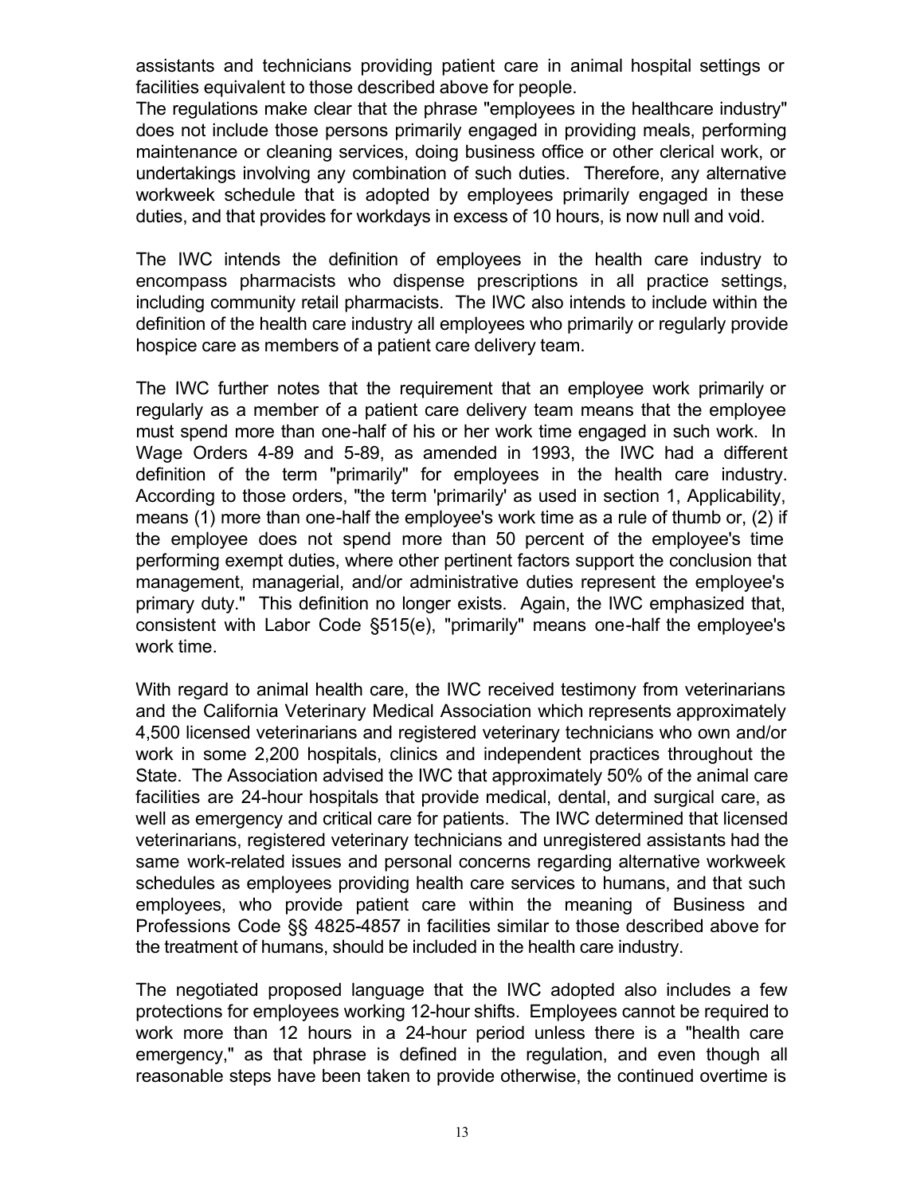assistants and technicians providing patient care in animal hospital settings or facilities equivalent to those described above for people.

The regulations make clear that the phrase "employees in the healthcare industry" does not include those persons primarily engaged in providing meals, performing maintenance or cleaning services, doing business office or other clerical work, or undertakings involving any combination of such duties. Therefore, any alternative workweek schedule that is adopted by employees primarily engaged in these duties, and that provides for workdays in excess of 10 hours, is now null and void.

The IWC intends the definition of employees in the health care industry to encompass pharmacists who dispense prescriptions in all practice settings, including community retail pharmacists. The IWC also intends to include within the definition of the health care industry all employees who primarily or regularly provide hospice care as members of a patient care delivery team.

The IWC further notes that the requirement that an employee work primarily or regularly as a member of a patient care delivery team means that the employee must spend more than one-half of his or her work time engaged in such work. In Wage Orders 4-89 and 5-89, as amended in 1993, the IWC had a different definition of the term "primarily" for employees in the health care industry. According to those orders, "the term 'primarily' as used in section 1, Applicability, means (1) more than one-half the employee's work time as a rule of thumb or, (2) if the employee does not spend more than 50 percent of the employee's time performing exempt duties, where other pertinent factors support the conclusion that management, managerial, and/or administrative duties represent the employee's primary duty." This definition no longer exists. Again, the IWC emphasized that, consistent with Labor Code §515(e), "primarily" means one-half the employee's work time.

With regard to animal health care, the IWC received testimony from veterinarians and the California Veterinary Medical Association which represents approximately 4,500 licensed veterinarians and registered veterinary technicians who own and/or work in some 2,200 hospitals, clinics and independent practices throughout the State. The Association advised the IWC that approximately 50% of the animal care facilities are 24-hour hospitals that provide medical, dental, and surgical care, as well as emergency and critical care for patients. The IWC determined that licensed veterinarians, registered veterinary technicians and unregistered assistants had the same work-related issues and personal concerns regarding alternative workweek schedules as employees providing health care services to humans, and that such employees, who provide patient care within the meaning of Business and Professions Code §§ 4825-4857 in facilities similar to those described above for the treatment of humans, should be included in the health care industry.

The negotiated proposed language that the IWC adopted also includes a few protections for employees working 12-hour shifts. Employees cannot be required to work more than 12 hours in a 24-hour period unless there is a "health care emergency," as that phrase is defined in the regulation, and even though all reasonable steps have been taken to provide otherwise, the continued overtime is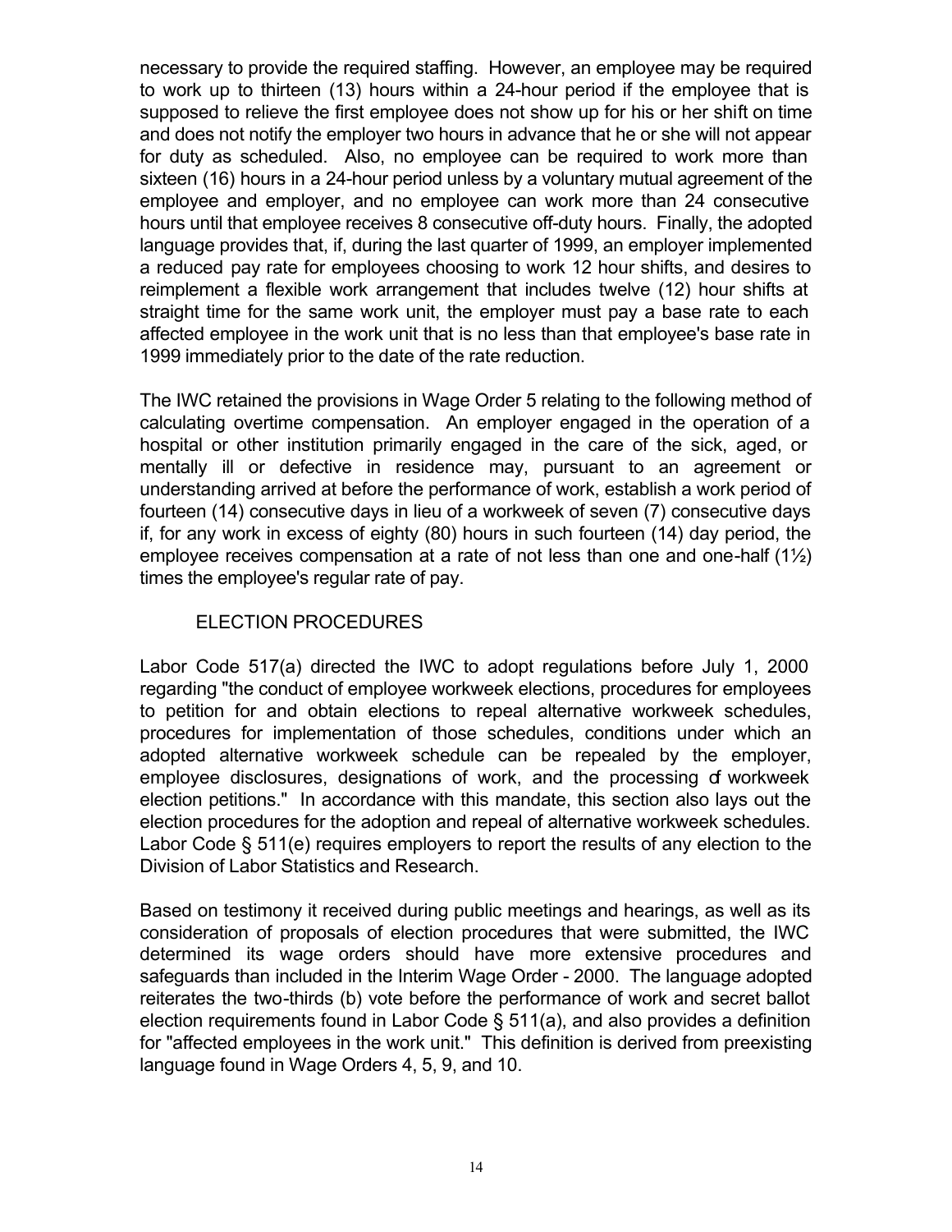necessary to provide the required staffing. However, an employee may be required to work up to thirteen (13) hours within a 24-hour period if the employee that is supposed to relieve the first employee does not show up for his or her shift on time and does not notify the employer two hours in advance that he or she will not appear for duty as scheduled. Also, no employee can be required to work more than sixteen (16) hours in a 24-hour period unless by a voluntary mutual agreement of the employee and employer, and no employee can work more than 24 consecutive hours until that employee receives 8 consecutive off-duty hours. Finally, the adopted language provides that, if, during the last quarter of 1999, an employer implemented a reduced pay rate for employees choosing to work 12 hour shifts, and desires to reimplement a flexible work arrangement that includes twelve (12) hour shifts at straight time for the same work unit, the employer must pay a base rate to each affected employee in the work unit that is no less than that employee's base rate in 1999 immediately prior to the date of the rate reduction.

The IWC retained the provisions in Wage Order 5 relating to the following method of calculating overtime compensation. An employer engaged in the operation of a hospital or other institution primarily engaged in the care of the sick, aged, or mentally ill or defective in residence may, pursuant to an agreement or understanding arrived at before the performance of work, establish a work period of fourteen (14) consecutive days in lieu of a workweek of seven (7) consecutive days if, for any work in excess of eighty (80) hours in such fourteen (14) day period, the employee receives compensation at a rate of not less than one and one-half (1½) times the employee's regular rate of pay.

## ELECTION PROCEDURES

Labor Code 517(a) directed the IWC to adopt regulations before July 1, 2000 regarding "the conduct of employee workweek elections, procedures for employees to petition for and obtain elections to repeal alternative workweek schedules, procedures for implementation of those schedules, conditions under which an adopted alternative workweek schedule can be repealed by the employer, employee disclosures, designations of work, and the processing of workweek election petitions." In accordance with this mandate, this section also lays out the election procedures for the adoption and repeal of alternative workweek schedules. Labor Code § 511(e) requires employers to report the results of any election to the Division of Labor Statistics and Research.

Based on testimony it received during public meetings and hearings, as well as its consideration of proposals of election procedures that were submitted, the IWC determined its wage orders should have more extensive procedures and safeguards than included in the Interim Wage Order - 2000. The language adopted reiterates the two-thirds (b) vote before the performance of work and secret ballot election requirements found in Labor Code § 511(a), and also provides a definition for "affected employees in the work unit." This definition is derived from preexisting language found in Wage Orders 4, 5, 9, and 10.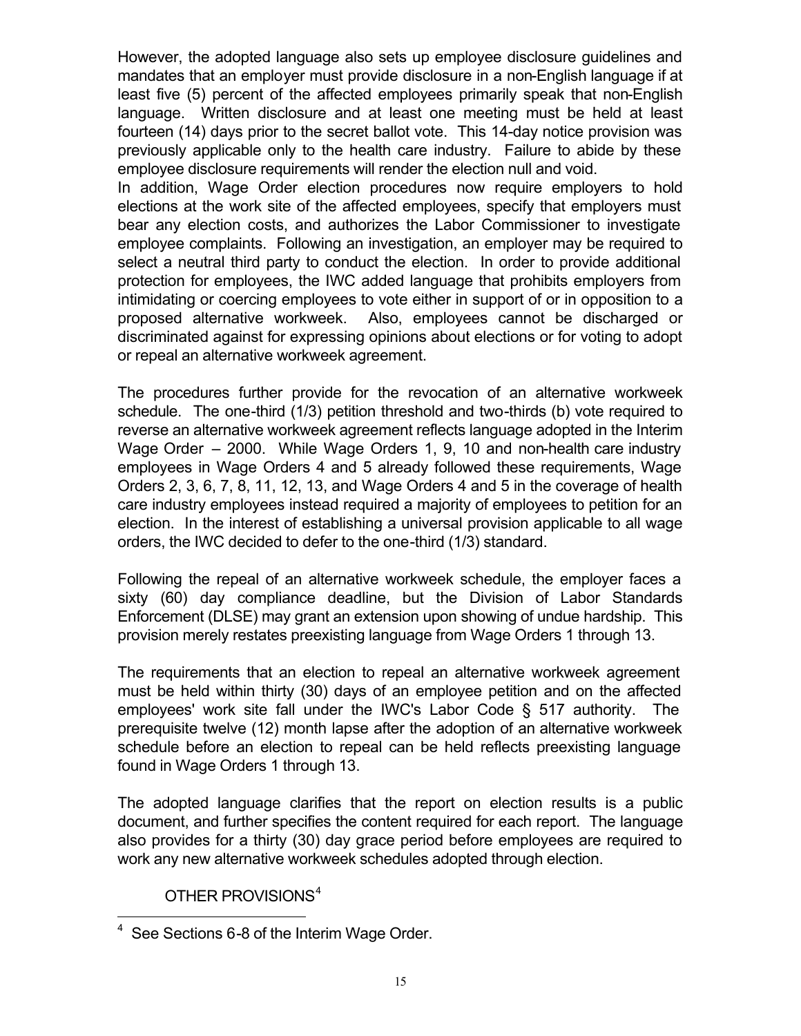However, the adopted language also sets up employee disclosure guidelines and mandates that an employer must provide disclosure in a non-English language if at least five (5) percent of the affected employees primarily speak that non-English language. Written disclosure and at least one meeting must be held at least fourteen (14) days prior to the secret ballot vote. This 14-day notice provision was previously applicable only to the health care industry. Failure to abide by these employee disclosure requirements will render the election null and void.

In addition, Wage Order election procedures now require employers to hold elections at the work site of the affected employees, specify that employers must bear any election costs, and authorizes the Labor Commissioner to investigate employee complaints. Following an investigation, an employer may be required to select a neutral third party to conduct the election. In order to provide additional protection for employees, the IWC added language that prohibits employers from intimidating or coercing employees to vote either in support of or in opposition to a proposed alternative workweek. Also, employees cannot be discharged or discriminated against for expressing opinions about elections or for voting to adopt or repeal an alternative workweek agreement.

The procedures further provide for the revocation of an alternative workweek schedule. The one-third (1/3) petition threshold and two-thirds (b) vote required to reverse an alternative workweek agreement reflects language adopted in the Interim Wage Order – 2000. While Wage Orders 1, 9, 10 and non-health care industry employees in Wage Orders 4 and 5 already followed these requirements, Wage Orders 2, 3, 6, 7, 8, 11, 12, 13, and Wage Orders 4 and 5 in the coverage of health care industry employees instead required a majority of employees to petition for an election. In the interest of establishing a universal provision applicable to all wage orders, the IWC decided to defer to the one-third (1/3) standard.

Following the repeal of an alternative workweek schedule, the employer faces a sixty (60) day compliance deadline, but the Division of Labor Standards Enforcement (DLSE) may grant an extension upon showing of undue hardship. This provision merely restates preexisting language from Wage Orders 1 through 13.

The requirements that an election to repeal an alternative workweek agreement must be held within thirty (30) days of an employee petition and on the affected employees' work site fall under the IWC's Labor Code § 517 authority. The prerequisite twelve (12) month lapse after the adoption of an alternative workweek schedule before an election to repeal can be held reflects preexisting language found in Wage Orders 1 through 13.

The adopted language clarifies that the report on election results is a public document, and further specifies the content required for each report. The language also provides for a thirty (30) day grace period before employees are required to work any new alternative workweek schedules adopted through election.

OTHER PROVISIONS[4]

[4] See Sections 6-8 of the Interim Wage Order.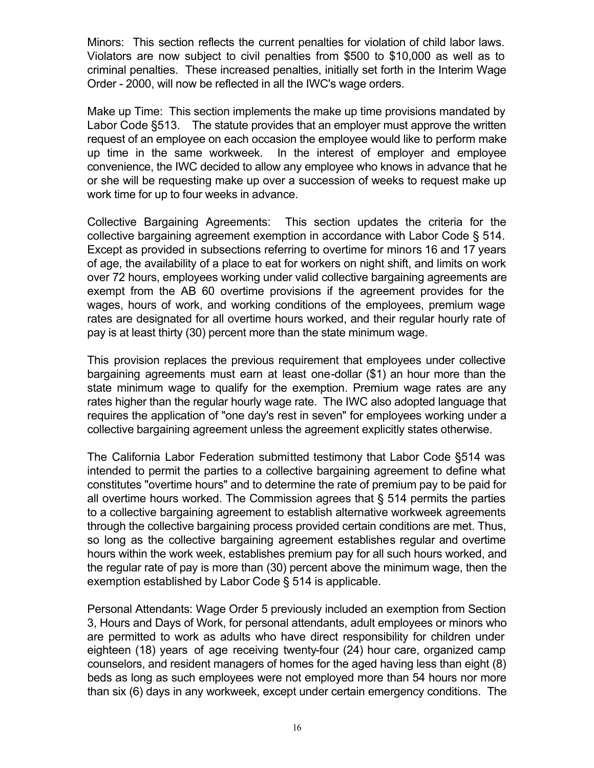Minors: This section reflects the current penalties for violation of child labor laws. Violators are now subject to civil penalties from $500 to $10,000 as well as to criminal penalties. These increased penalties, initially set forth in the Interim Wage Order - 2000, will now be reflected in all the IWC's wage orders.

Make up Time: This section implements the make up time provisions mandated by Labor Code §513. The statute provides that an employer must approve the written request of an employee on each occasion the employee would like to perform make up time in the same workweek. In the interest of employer and employee convenience, the IWC decided to allow any employee who knows in advance that he or she will be requesting make up over a succession of weeks to request make up work time for up to four weeks in advance.

Collective Bargaining Agreements: This section updates the criteria for the collective bargaining agreement exemption in accordance with Labor Code § 514. Except as provided in subsections referring to overtime for minors 16 and 17 years of age, the availability of a place to eat for workers on night shift, and limits on work over 72 hours, employees working under valid collective bargaining agreements are exempt from the AB 60 overtime provisions if the agreement provides for the wages, hours of work, and working conditions of the employees, premium wage rates are designated for all overtime hours worked, and their regular hourly rate of pay is at least thirty (30) percent more than the state minimum wage.

This provision replaces the previous requirement that employees under collective bargaining agreements must earn at least one-dollar ($1) an hour more than the state minimum wage to qualify for the exemption. Premium wage rates are any rates higher than the regular hourly wage rate. The IWC also adopted language that requires the application of "one day's rest in seven" for employees working under a collective bargaining agreement unless the agreement explicitly states otherwise.

The California Labor Federation submitted testimony that Labor Code §514 was intended to permit the parties to a collective bargaining agreement to define what constitutes "overtime hours" and to determine the rate of premium pay to be paid for all overtime hours worked. The Commission agrees that § 514 permits the parties to a collective bargaining agreement to establish alternative workweek agreements through the collective bargaining process provided certain conditions are met. Thus, so long as the collective bargaining agreement establishes regular and overtime hours within the work week, establishes premium pay for all such hours worked, and the regular rate of pay is more than (30) percent above the minimum wage, then the exemption established by Labor Code § 514 is applicable.

Personal Attendants: Wage Order 5 previously included an exemption from Section 3, Hours and Days of Work, for personal attendants, adult employees or minors who are permitted to work as adults who have direct responsibility for children under eighteen (18) years of age receiving twenty-four (24) hour care, organized camp counselors, and resident managers of homes for the aged having less than eight (8) beds as long as such employees were not employed more than 54 hours nor more than six (6) days in any workweek, except under certain emergency conditions. The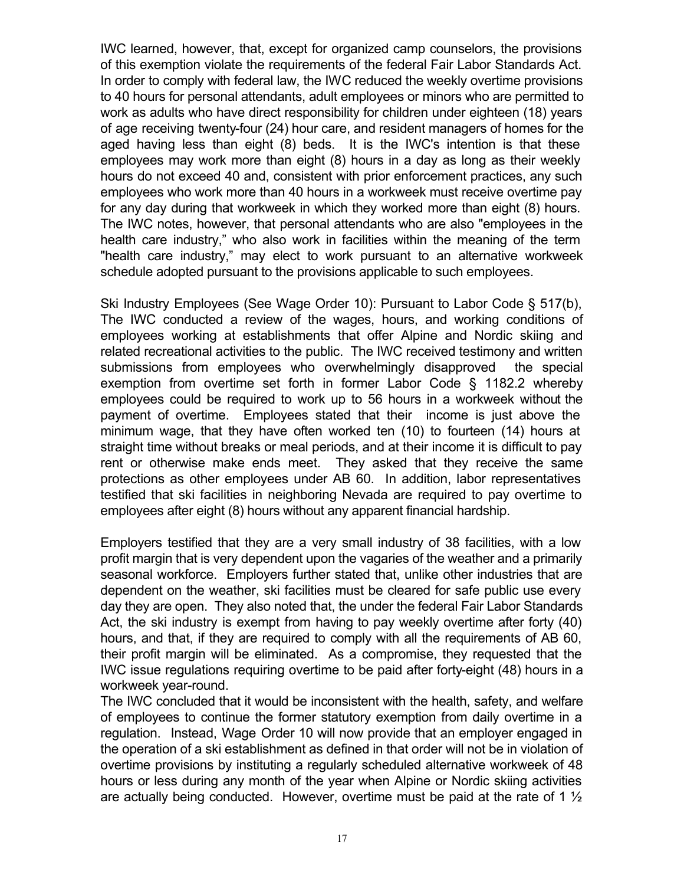IWC learned, however, that, except for organized camp counselors, the provisions of this exemption violate the requirements of the federal Fair Labor Standards Act. In order to comply with federal law, the IWC reduced the weekly overtime provisions to 40 hours for personal attendants, adult employees or minors who are permitted to work as adults who have direct responsibility for children under eighteen (18) years of age receiving twenty-four (24) hour care, and resident managers of homes for the aged having less than eight (8) beds. It is the IWC's intention is that these employees may work more than eight (8) hours in a day as long as their weekly hours do not exceed 40 and, consistent with prior enforcement practices, any such employees who work more than 40 hours in a workweek must receive overtime pay for any day during that workweek in which they worked more than eight (8) hours. The IWC notes, however, that personal attendants who are also "employees in the health care industry," who also work in facilities within the meaning of the term "health care industry," may elect to work pursuant to an alternative workweek schedule adopted pursuant to the provisions applicable to such employees.

Ski Industry Employees (See Wage Order 10): Pursuant to Labor Code § 517(b), The IWC conducted a review of the wages, hours, and working conditions of employees working at establishments that offer Alpine and Nordic skiing and related recreational activities to the public. The IWC received testimony and written submissions from employees who overwhelmingly disapproved the special exemption from overtime set forth in former Labor Code § 1182.2 whereby employees could be required to work up to 56 hours in a workweek without the payment of overtime. Employees stated that their income is just above the minimum wage, that they have often worked ten (10) to fourteen (14) hours at straight time without breaks or meal periods, and at their income it is difficult to pay rent or otherwise make ends meet. They asked that they receive the same protections as other employees under AB 60. In addition, labor representatives testified that ski facilities in neighboring Nevada are required to pay overtime to employees after eight (8) hours without any apparent financial hardship.

Employers testified that they are a very small industry of 38 facilities, with a low profit margin that is very dependent upon the vagaries of the weather and a primarily seasonal workforce. Employers further stated that, unlike other industries that are dependent on the weather, ski facilities must be cleared for safe public use every day they are open. They also noted that, the under the federal Fair Labor Standards Act, the ski industry is exempt from having to pay weekly overtime after forty (40) hours, and that, if they are required to comply with all the requirements of AB 60, their profit margin will be eliminated. As a compromise, they requested that the IWC issue regulations requiring overtime to be paid after forty-eight (48) hours in a workweek year-round.

The IWC concluded that it would be inconsistent with the health, safety, and welfare of employees to continue the former statutory exemption from daily overtime in a regulation. Instead, Wage Order 10 will now provide that an employer engaged in the operation of a ski establishment as defined in that order will not be in violation of overtime provisions by instituting a regularly scheduled alternative workweek of 48 hours or less during any month of the year when Alpine or Nordic skiing activities are actually being conducted. However, overtime must be paid at the rate of 1 ½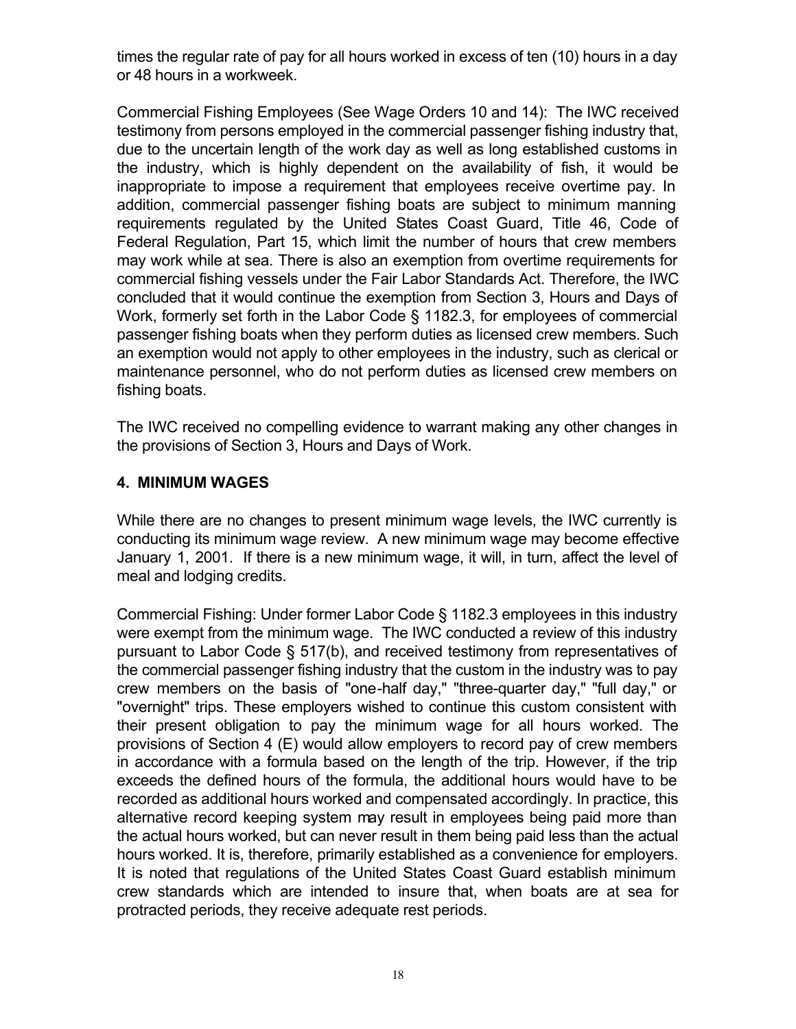times the regular rate of pay for all hours worked in excess of ten (10) hours in a day or 48 hours in a workweek.

Commercial Fishing Employees (See Wage Orders 10 and 14): The IWC received testimony from persons employed in the commercial passenger fishing industry that, due to the uncertain length of the work day as well as long established customs in the industry, which is highly dependent on the availability of fish, it would be inappropriate to impose a requirement that employees receive overtime pay. In addition, commercial passenger fishing boats are subject to minimum manning requirements regulated by the United States Coast Guard, Title 46, Code of Federal Regulation, Part 15, which limit the number of hours that crew members may work while at sea. There is also an exemption from overtime requirements for commercial fishing vessels under the Fair Labor Standards Act. Therefore, the IWC concluded that it would continue the exemption from Section 3, Hours and Days of Work, formerly set forth in the Labor Code § 1182.3, for employees of commercial passenger fishing boats when they perform duties as licensed crew members. Such an exemption would not apply to other employees in the industry, such as clerical or maintenance personnel, who do not perform duties as licensed crew members on fishing boats.

The IWC received no compelling evidence to warrant making any other changes in the provisions of Section 3, Hours and Days of Work.

## 4. MINIMUM WAGES

While there are no changes to present minimum wage levels, the IWC currently is conducting its minimum wage review. A new minimum wage may become effective January 1, 2001. If there is a new minimum wage, it will, in turn, affect the level of meal and lodging credits.

Commercial Fishing: Under former Labor Code § 1182.3 employees in this industry were exempt from the minimum wage. The IWC conducted a review of this industry pursuant to Labor Code § 517(b), and received testimony from representatives of the commercial passenger fishing industry that the custom in the industry was to pay crew members on the basis of "one-half day," "three-quarter day," "full day," or "overnight" trips. These employers wished to continue this custom consistent with their present obligation to pay the minimum wage for all hours worked. The provisions of Section 4 (E) would allow employers to record pay of crew members in accordance with a formula based on the length of the trip. However, if the trip exceeds the defined hours of the formula, the additional hours would have to be recorded as additional hours worked and compensated accordingly. In practice, this alternative record keeping system may result in employees being paid more than the actual hours worked, but can never result in them being paid less than the actual hours worked. It is, therefore, primarily established as a convenience for employers. It is noted that regulations of the United States Coast Guard establish minimum crew standards which are intended to insure that, when boats are at sea for protracted periods, they receive adequate rest periods.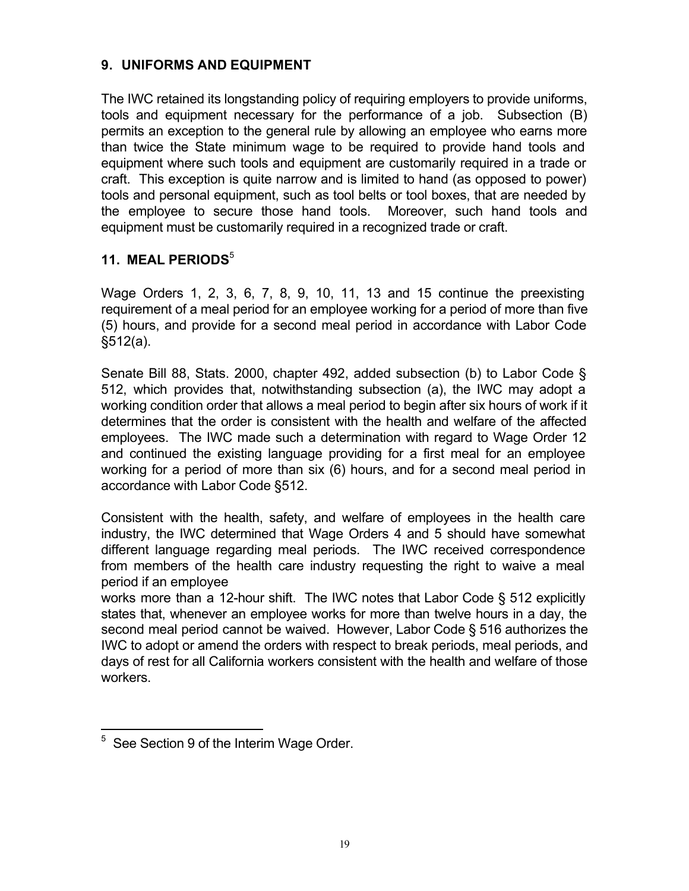## 9. UNIFORMS AND EQUIPMENT

The IWC retained its longstanding policy of requiring employers to provide uniforms, tools and equipment necessary for the performance of a job. Subsection (B) permits an exception to the general rule by allowing an employee who earns more than twice the State minimum wage to be required to provide hand tools and equipment where such tools and equipment are customarily required in a trade or craft. This exception is quite narrow and is limited to hand (as opposed to power) tools and personal equipment, such as tool belts or tool boxes, that are needed by the employee to secure those hand tools. Moreover, such hand tools and equipment must be customarily required in a recognized trade or craft.

## 11. MEAL PERIODS[5]

Wage Orders 1, 2, 3, 6, 7, 8, 9, 10, 11, 13 and 15 continue the preexisting requirement of a meal period for an employee working for a period of more than five (5) hours, and provide for a second meal period in accordance with Labor Code §512(a).

Senate Bill 88, Stats. 2000, chapter 492, added subsection (b) to Labor Code § 512, which provides that, notwithstanding subsection (a), the IWC may adopt a working condition order that allows a meal period to begin after six hours of work if it determines that the order is consistent with the health and welfare of the affected employees. The IWC made such a determination with regard to Wage Order 12 and continued the existing language providing for a first meal for an employee working for a period of more than six (6) hours, and for a second meal period in accordance with Labor Code §512.

Consistent with the health, safety, and welfare of employees in the health care industry, the IWC determined that Wage Orders 4 and 5 should have somewhat different language regarding meal periods. The IWC received correspondence from members of the health care industry requesting the right to waive a meal period if an employee works more than a 12-hour shift. The IWC notes that Labor Code § 512 explicitly states that, whenever an employee works for more than twelve hours in a day, the second meal period cannot be waived. However, Labor Code § 516 authorizes the IWC to adopt or amend the orders with respect to break periods, meal periods, and days of rest for all California workers consistent with the health and welfare of those workers.

---

[5] See Section 9 of the Interim Wage Order.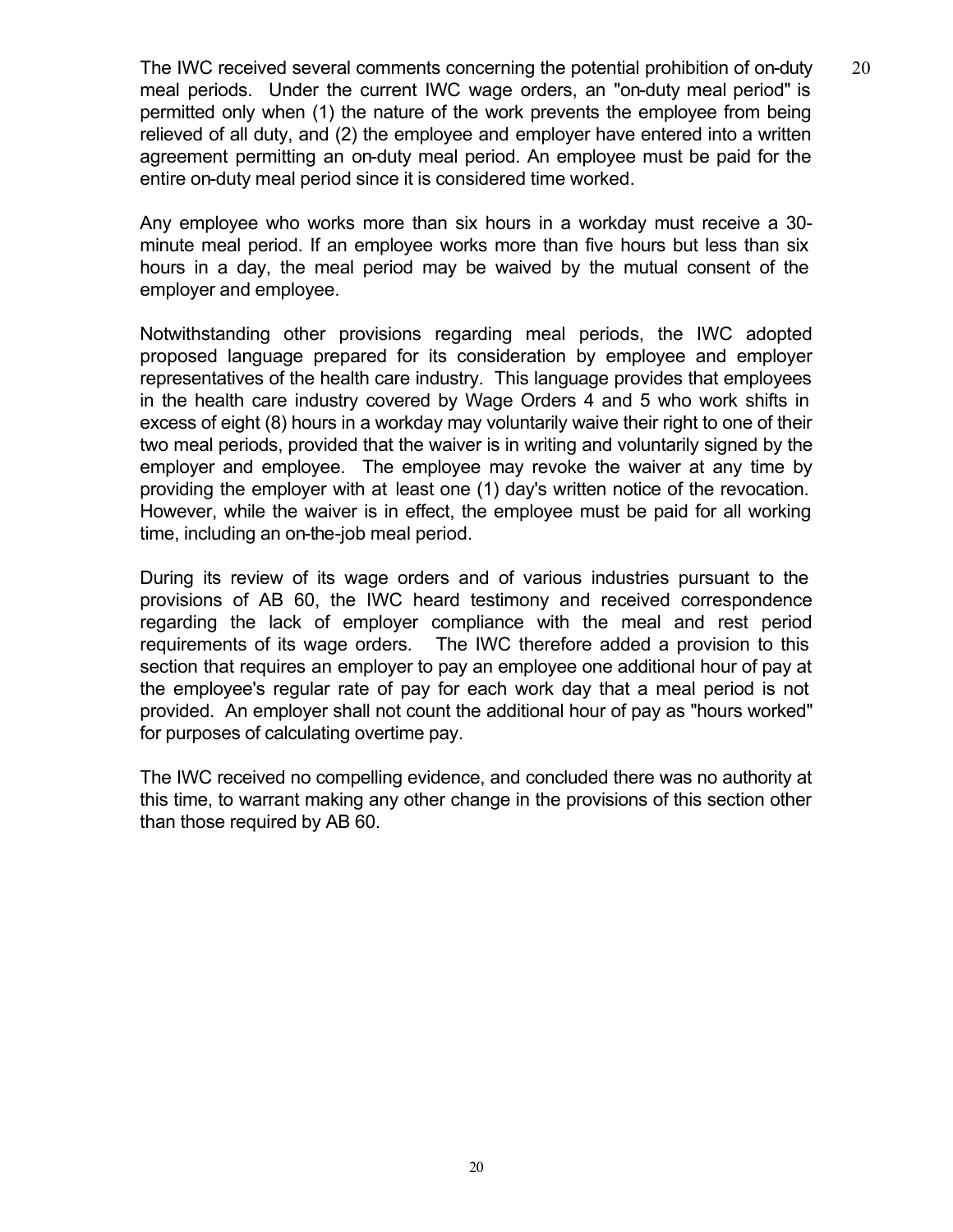The IWC received several comments concerning the potential prohibition of on-duty meal periods. Under the current IWC wage orders, an "on-duty meal period" is permitted only when (1) the nature of the work prevents the employee from being relieved of all duty, and (2) the employee and employer have entered into a written agreement permitting an on-duty meal period. An employee must be paid for the entire on-duty meal period since it is considered time worked.

Any employee who works more than six hours in a workday must receive a 30-minute meal period. If an employee works more than five hours but less than six hours in a day, the meal period may be waived by the mutual consent of the employer and employee.

Notwithstanding other provisions regarding meal periods, the IWC adopted proposed language prepared for its consideration by employee and employer representatives of the health care industry. This language provides that employees in the health care industry covered by Wage Orders 4 and 5 who work shifts in excess of eight (8) hours in a workday may voluntarily waive their right to one of their two meal periods, provided that the waiver is in writing and voluntarily signed by the employer and employee. The employee may revoke the waiver at any time by providing the employer with at least one (1) day's written notice of the revocation. However, while the waiver is in effect, the employee must be paid for all working time, including an on-the-job meal period.

During its review of its wage orders and of various industries pursuant to the provisions of AB 60, the IWC heard testimony and received correspondence regarding the lack of employer compliance with the meal and rest period requirements of its wage orders. The IWC therefore added a provision to this section that requires an employer to pay an employee one additional hour of pay at the employee's regular rate of pay for each work day that a meal period is not provided. An employer shall not count the additional hour of pay as "hours worked" for purposes of calculating overtime pay.

The IWC received no compelling evidence, and concluded there was no authority at this time, to warrant making any other change in the provisions of this section other than those required by AB 60.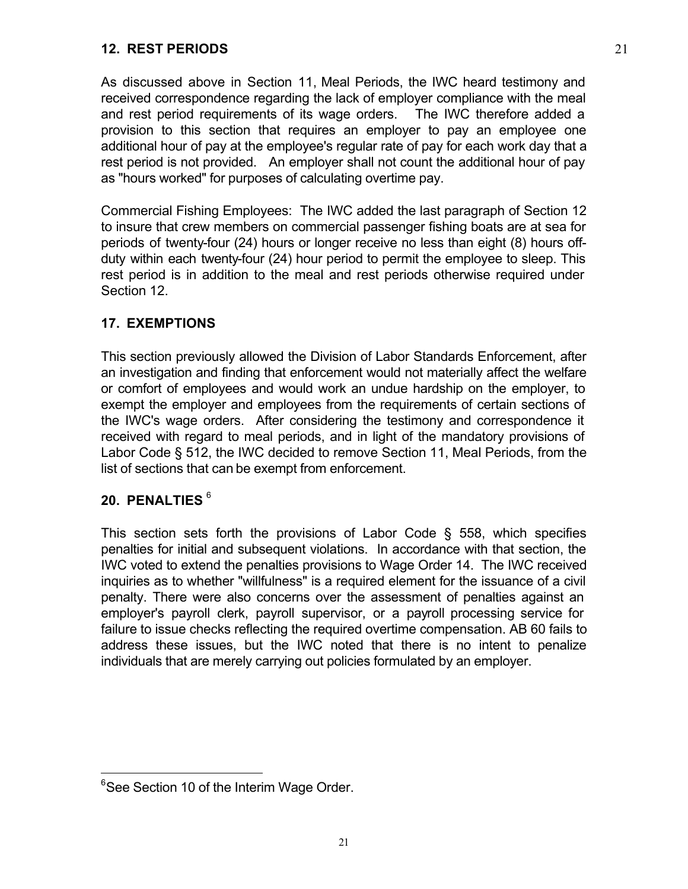## 12. REST PERIODS

As discussed above in Section 11, Meal Periods, the IWC heard testimony and received correspondence regarding the lack of employer compliance with the meal and rest period requirements of its wage orders. The IWC therefore added a provision to this section that requires an employer to pay an employee one additional hour of pay at the employee's regular rate of pay for each work day that a rest period is not provided. An employer shall not count the additional hour of pay as "hours worked" for purposes of calculating overtime pay.

Commercial Fishing Employees: The IWC added the last paragraph of Section 12 to insure that crew members on commercial passenger fishing boats are at sea for periods of twenty-four (24) hours or longer receive no less than eight (8) hours off-duty within each twenty-four (24) hour period to permit the employee to sleep. This rest period is in addition to the meal and rest periods otherwise required under Section 12.

## 17. EXEMPTIONS

This section previously allowed the Division of Labor Standards Enforcement, after an investigation and finding that enforcement would not materially affect the welfare or comfort of employees and would work an undue hardship on the employer, to exempt the employer and employees from the requirements of certain sections of the IWC's wage orders. After considering the testimony and correspondence it received with regard to meal periods, and in light of the mandatory provisions of Labor Code § 512, the IWC decided to remove Section 11, Meal Periods, from the list of sections that can be exempt from enforcement.

## 20. PENALTIES [6]

This section sets forth the provisions of Labor Code § 558, which specifies penalties for initial and subsequent violations. In accordance with that section, the IWC voted to extend the penalties provisions to Wage Order 14. The IWC received inquiries as to whether "willfulness" is a required element for the issuance of a civil penalty. There were also concerns over the assessment of penalties against an employer's payroll clerk, payroll supervisor, or a payroll processing service for failure to issue checks reflecting the required overtime compensation. AB 60 fails to address these issues, but the IWC noted that there is no intent to penalize individuals that are merely carrying out policies formulated by an employer.

---

[6] See Section 10 of the Interim Wage Order.